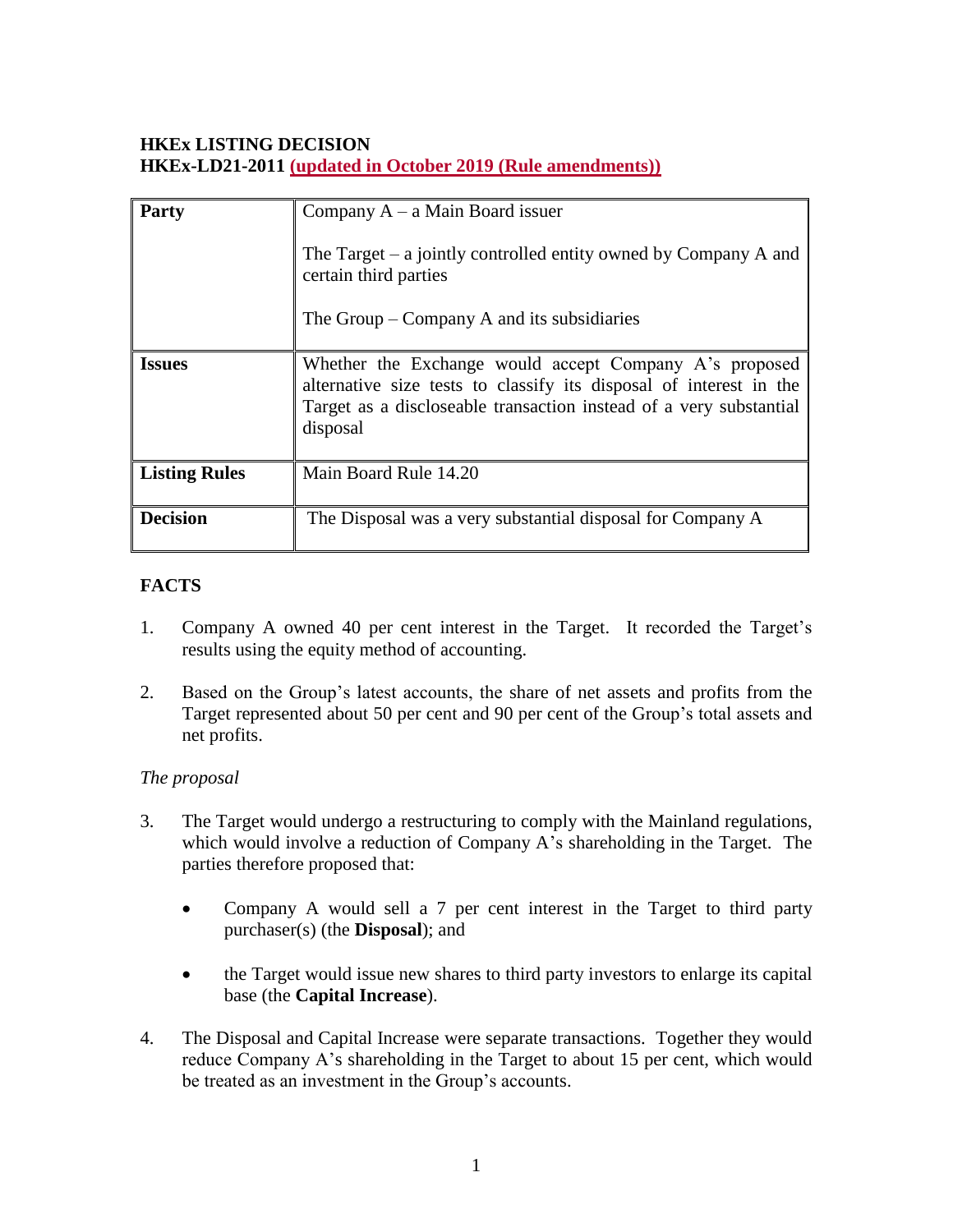**HKEx LISTING DECISION**
**HKEx-LD21-2011** **(updated in October 2019 (Rule amendments))**

| **Party** | Company A – a Main Board issuer<br><br>The Target – a jointly controlled entity owned by Company A and certain third parties<br><br>The Group – Company A and its subsidiaries |
|---|---|
| **Issues** | Whether the Exchange would accept Company A's proposed alternative size tests to classify its disposal of interest in the Target as a discloseable transaction instead of a very substantial disposal |
| **Listing Rules** | Main Board Rule 14.20 |
| **Decision** | The Disposal was a very substantial disposal for Company A |

## FACTS

1. Company A owned 40 per cent interest in the Target. It recorded the Target's results using the equity method of accounting.

2. Based on the Group's latest accounts, the share of net assets and profits from the Target represented about 50 per cent and 90 per cent of the Group's total assets and net profits.

*The proposal*

3. The Target would undergo a restructuring to comply with the Mainland regulations, which would involve a reduction of Company A's shareholding in the Target. The parties therefore proposed that:

   - Company A would sell a 7 per cent interest in the Target to third party purchaser(s) (the **Disposal**); and

   - the Target would issue new shares to third party investors to enlarge its capital base (the **Capital Increase**).

4. The Disposal and Capital Increase were separate transactions. Together they would reduce Company A's shareholding in the Target to about 15 per cent, which would be treated as an investment in the Group's accounts.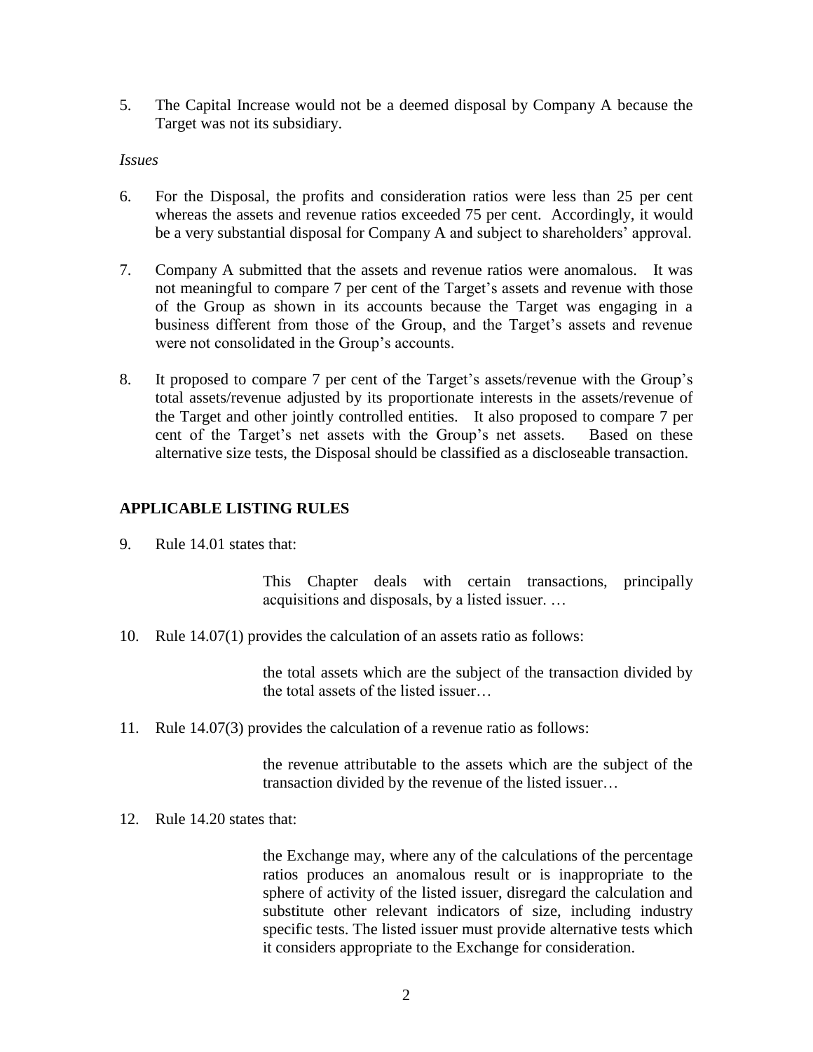5. The Capital Increase would not be a deemed disposal by Company A because the Target was not its subsidiary.

*Issues*

6. For the Disposal, the profits and consideration ratios were less than 25 per cent whereas the assets and revenue ratios exceeded 75 per cent. Accordingly, it would be a very substantial disposal for Company A and subject to shareholders' approval.

7. Company A submitted that the assets and revenue ratios were anomalous. It was not meaningful to compare 7 per cent of the Target's assets and revenue with those of the Group as shown in its accounts because the Target was engaging in a business different from those of the Group, and the Target's assets and revenue were not consolidated in the Group's accounts.

8. It proposed to compare 7 per cent of the Target's assets/revenue with the Group's total assets/revenue adjusted by its proportionate interests in the assets/revenue of the Target and other jointly controlled entities. It also proposed to compare 7 per cent of the Target's net assets with the Group's net assets. Based on these alternative size tests, the Disposal should be classified as a discloseable transaction.

## APPLICABLE LISTING RULES

9. Rule 14.01 states that:

> This Chapter deals with certain transactions, principally acquisitions and disposals, by a listed issuer. …

10. Rule 14.07(1) provides the calculation of an assets ratio as follows:

> the total assets which are the subject of the transaction divided by the total assets of the listed issuer…

11. Rule 14.07(3) provides the calculation of a revenue ratio as follows:

> the revenue attributable to the assets which are the subject of the transaction divided by the revenue of the listed issuer…

12. Rule 14.20 states that:

> the Exchange may, where any of the calculations of the percentage ratios produces an anomalous result or is inappropriate to the sphere of activity of the listed issuer, disregard the calculation and substitute other relevant indicators of size, including industry specific tests. The listed issuer must provide alternative tests which it considers appropriate to the Exchange for consideration.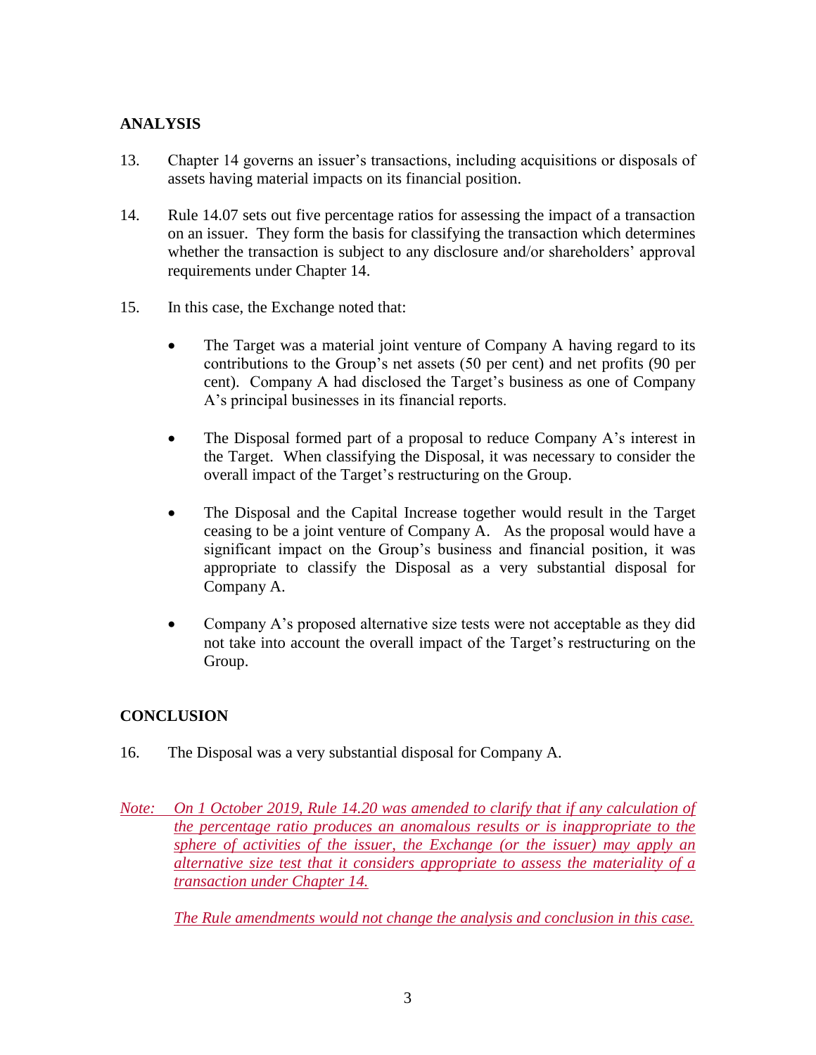## ANALYSIS

13. Chapter 14 governs an issuer's transactions, including acquisitions or disposals of assets having material impacts on its financial position.

14. Rule 14.07 sets out five percentage ratios for assessing the impact of a transaction on an issuer. They form the basis for classifying the transaction which determines whether the transaction is subject to any disclosure and/or shareholders' approval requirements under Chapter 14.

15. In this case, the Exchange noted that:

    - The Target was a material joint venture of Company A having regard to its contributions to the Group's net assets (50 per cent) and net profits (90 per cent). Company A had disclosed the Target's business as one of Company A's principal businesses in its financial reports.

    - The Disposal formed part of a proposal to reduce Company A's interest in the Target. When classifying the Disposal, it was necessary to consider the overall impact of the Target's restructuring on the Group.

    - The Disposal and the Capital Increase together would result in the Target ceasing to be a joint venture of Company A. As the proposal would have a significant impact on the Group's business and financial position, it was appropriate to classify the Disposal as a very substantial disposal for Company A.

    - Company A's proposed alternative size tests were not acceptable as they did not take into account the overall impact of the Target's restructuring on the Group.

## CONCLUSION

16. The Disposal was a very substantial disposal for Company A.

*Note: On 1 October 2019, Rule 14.20 was amended to clarify that if any calculation of the percentage ratio produces an anomalous results or is inappropriate to the sphere of activities of the issuer, the Exchange (or the issuer) may apply an alternative size test that it considers appropriate to assess the materiality of a transaction under Chapter 14.*

*The Rule amendments would not change the analysis and conclusion in this case.*